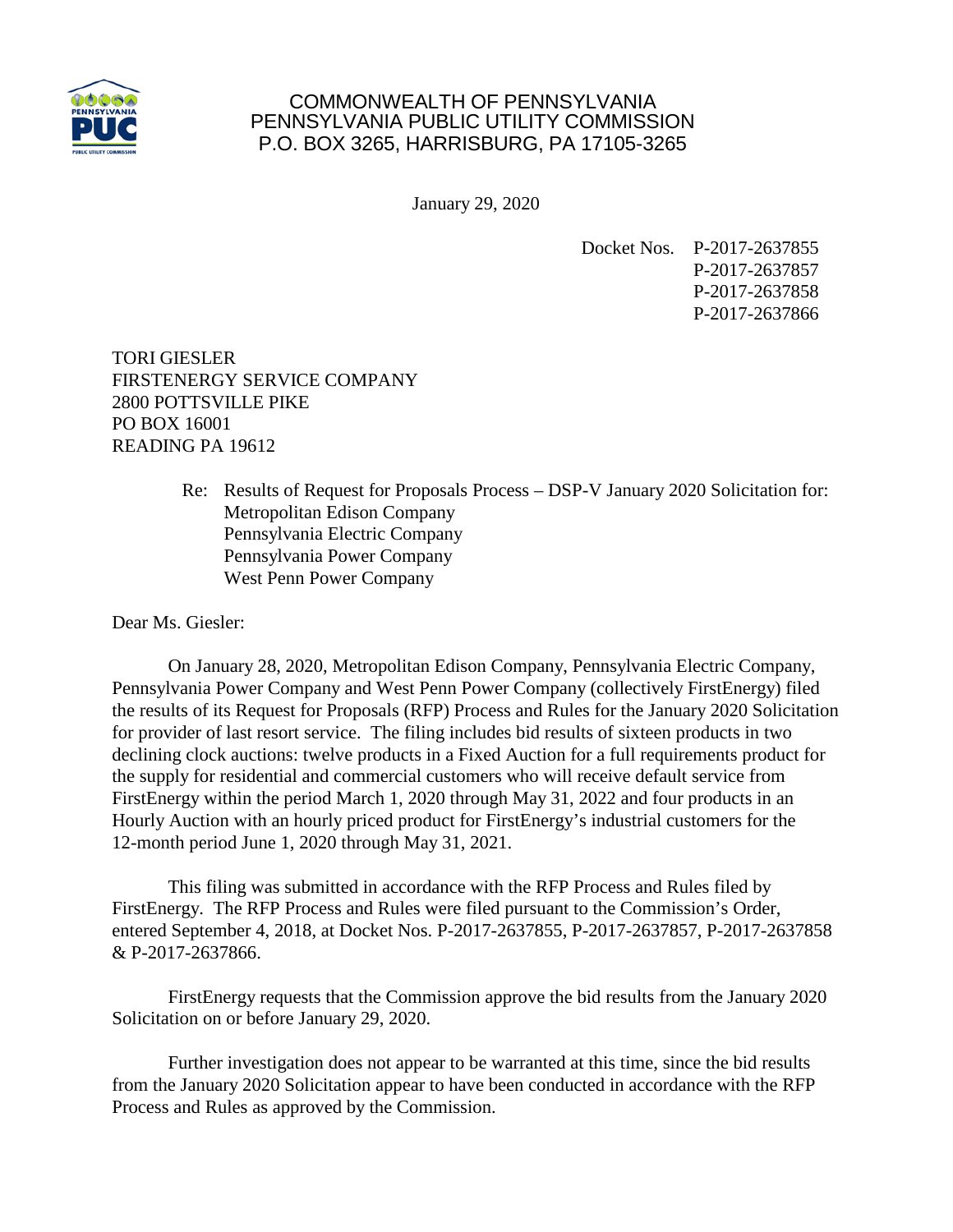COMMONWEALTH OF PENNSYLVANIA
PENNSYLVANIA PUBLIC UTILITY COMMISSION
P.O. BOX 3265, HARRISBURG, PA 17105-3265

January 29, 2020

Docket Nos. P-2017-2637855
P-2017-2637857
P-2017-2637858
P-2017-2637866

TORI GIESLER
FIRSTENERGY SERVICE COMPANY
2800 POTTSVILLE PIKE
PO BOX 16001
READING PA 19612

Re: Results of Request for Proposals Process – DSP-V January 2020 Solicitation for:
Metropolitan Edison Company
Pennsylvania Electric Company
Pennsylvania Power Company
West Penn Power Company

Dear Ms. Giesler:

On January 28, 2020, Metropolitan Edison Company, Pennsylvania Electric Company, Pennsylvania Power Company and West Penn Power Company (collectively FirstEnergy) filed the results of its Request for Proposals (RFP) Process and Rules for the January 2020 Solicitation for provider of last resort service. The filing includes bid results of sixteen products in two declining clock auctions: twelve products in a Fixed Auction for a full requirements product for the supply for residential and commercial customers who will receive default service from FirstEnergy within the period March 1, 2020 through May 31, 2022 and four products in an Hourly Auction with an hourly priced product for FirstEnergy's industrial customers for the 12-month period June 1, 2020 through May 31, 2021.

This filing was submitted in accordance with the RFP Process and Rules filed by FirstEnergy. The RFP Process and Rules were filed pursuant to the Commission's Order, entered September 4, 2018, at Docket Nos. P-2017-2637855, P-2017-2637857, P-2017-2637858 & P-2017-2637866.

FirstEnergy requests that the Commission approve the bid results from the January 2020 Solicitation on or before January 29, 2020.

Further investigation does not appear to be warranted at this time, since the bid results from the January 2020 Solicitation appear to have been conducted in accordance with the RFP Process and Rules as approved by the Commission.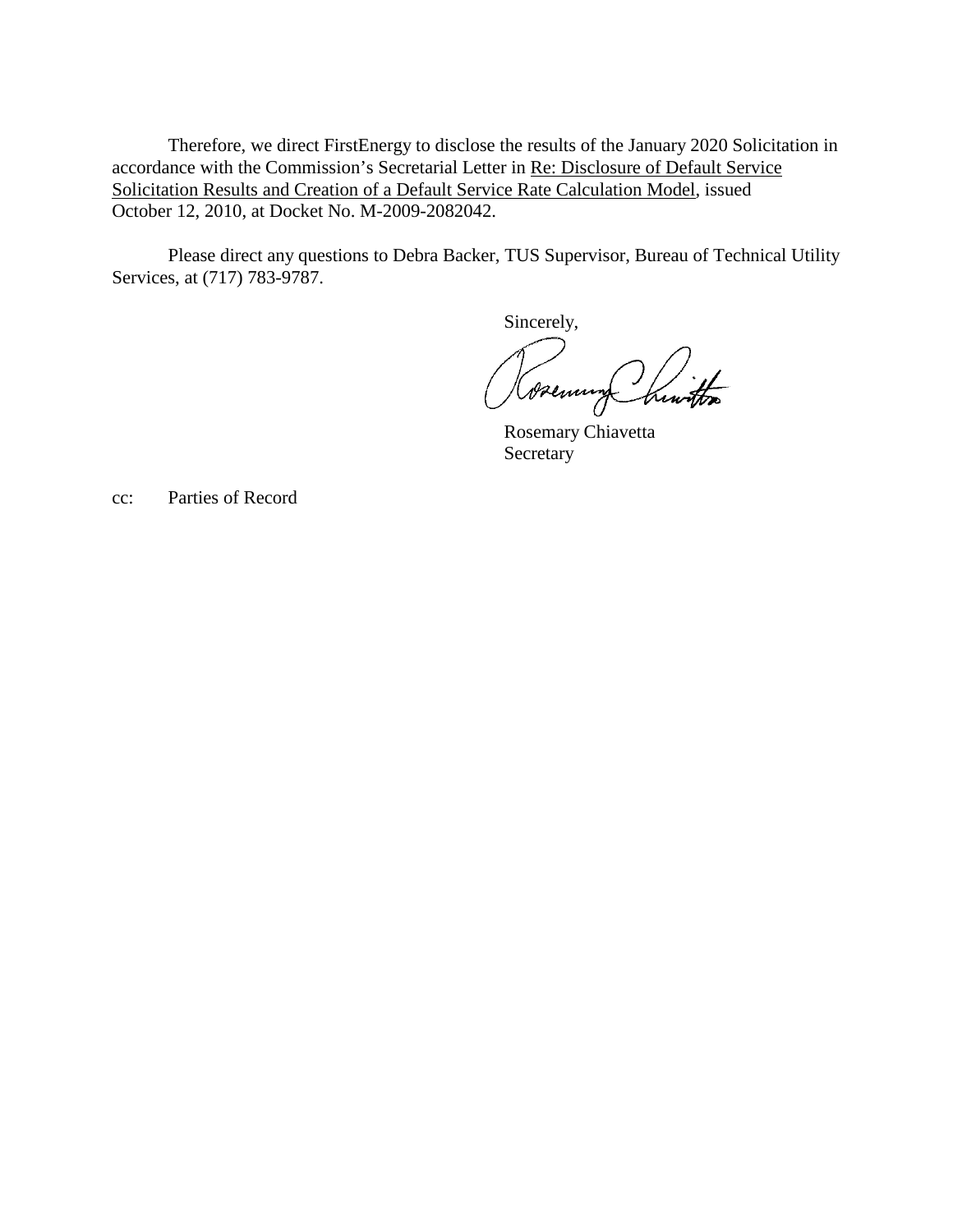Therefore, we direct FirstEnergy to disclose the results of the January 2020 Solicitation in accordance with the Commission's Secretarial Letter in Re: Disclosure of Default Service Solicitation Results and Creation of a Default Service Rate Calculation Model, issued October 12, 2010, at Docket No. M-2009-2082042.

Please direct any questions to Debra Backer, TUS Supervisor, Bureau of Technical Utility Services, at (717) 783-9787.

Sincerely,

Rosemary Chiavetta
Secretary

cc: Parties of Record